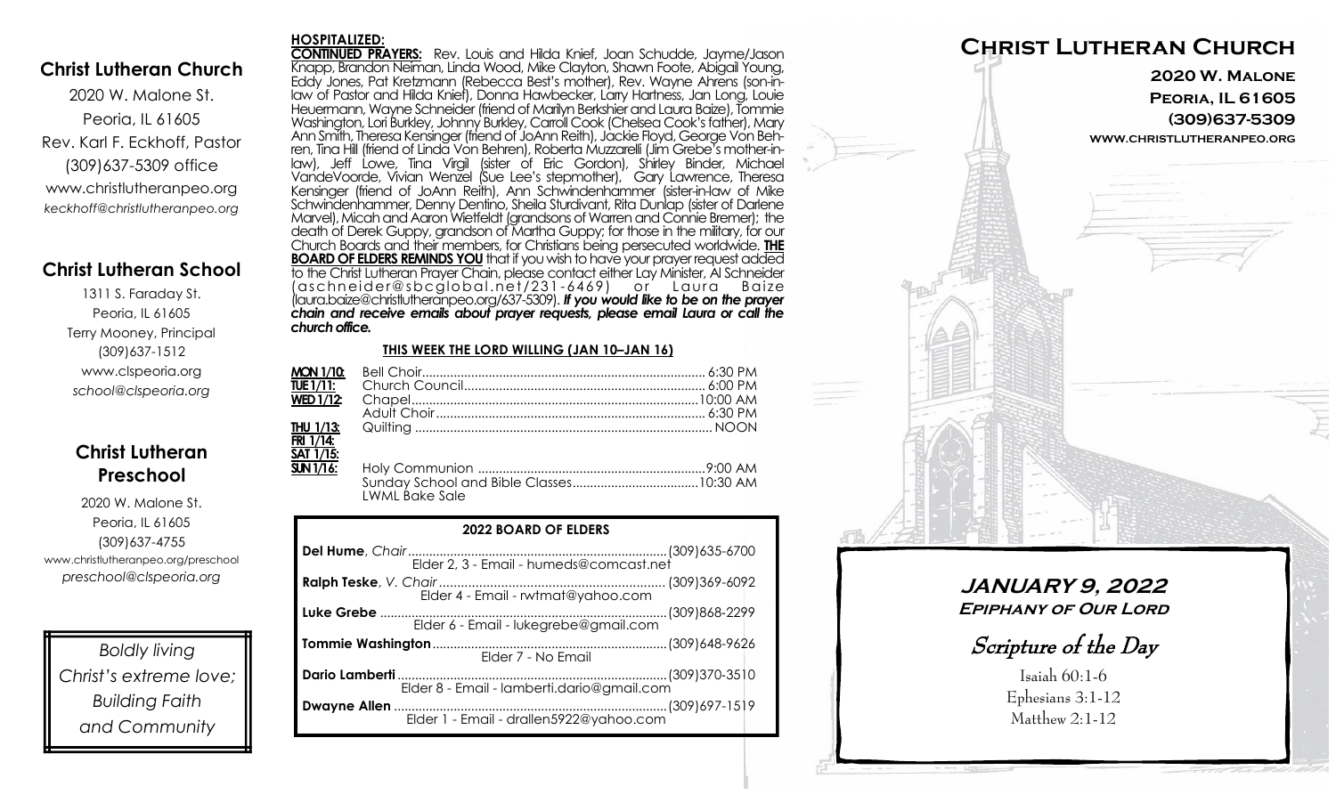## Christ Lutheran Church

2020 W. Malone St.
Peoria, IL 61605
Rev. Karl F. Eckhoff, Pastor
(309)637-5309 office
www.christlutheranpeo.org
*keckhoff@christlutheranpeo.org*

## Christ Lutheran School

1311 S. Faraday St.
Peoria, IL 61605
Terry Mooney, Principal
(309)637-1512
www.clspeoria.org
*school@clspeoria.org*

## Christ Lutheran Preschool

2020 W. Malone St.
Peoria, IL 61605
(309)637-4755
www.christlutheranpeo.org/preschool
*preschool@clspeoria.org*

*Boldly living Christ's extreme love; Building Faith and Community*

**HOSPITALIZED:**

**CONTINUED PRAYERS:** Rev. Louis and Hilda Knief, Joan Schudde, Jayme/Jason Knapp, Brandon Neiman, Linda Wood, Mike Clayton, Shawn Foote, Abigail Young, Eddy Jones, Pat Kretzmann (Rebecca Best's mother), Rev. Wayne Ahrens (son-in-law of Pastor and Hilda Knief), Donna Hawbecker, Larry Hartness, Jan Long, Louie Heuermann, Wayne Schneider (friend of Marilyn Berkshier and Laura Baize), Tommie Washington, Lori Burkley, Johnny Burkley, Carroll Cook (Chelsea Cook's father), Mary Ann Smith, Theresa Kensinger (friend of JoAnn Reith), Jackie Floyd, George Von Behren, Tina Hill (friend of Linda Von Behren), Roberta Muzzarelli (Jim Grebe's mother-in-law), Jeff Lowe, Tina Virgil (sister of Eric Gordon), Shirley Binder, Michael VandeVoorde, Vivian Wenzel (Sue Lee's stepmother), Gary Lawrence, Theresa Kensinger (friend of JoAnn Reith), Ann Schwindenhammer (sister-in-law of Mike Schwindenhammer, Denny Dentino, Sheila Sturdivant, Rita Dunlap (sister of Darlene Marvel), Micah and Aaron Wietfeldt (grandsons of Warren and Connie Bremer); the death of Derek Guppy, grandson of Martha Guppy; for those in the military, for our Church Boards and their members, for Christians being persecuted worldwide. **THE BOARD OF ELDERS REMINDS YOU** that if you wish to have your prayer request added to the Christ Lutheran Prayer Chain, please contact either Lay Minister, Al Schneider (aschneider@sbcglobal.net/231-6469) or Laura Baize (laura.baize@christlutheranpeo.org/637-5309). ***If you would like to be on the prayer chain and receive emails about prayer requests, please email Laura or call the church office.***

**THIS WEEK THE LORD WILLING (JAN 10–JAN 16)**

| | | |
|---|---|---|
| **MON 1/10:** | Bell Choir | 6:30 PM |
| **TUE 1/11:** | Church Council | 6:00 PM |
| **WED 1/12:** | Chapel | 10:00 AM |
| | Adult Choir | 6:30 PM |
| **THU 1/13:** | Quilting | NOON |
| **FRI 1/14:** | | |
| **SAT 1/15:** | | |
| **SUN 1/16:** | Holy Communion | 9:00 AM |
| | Sunday School and Bible Classes | 10:30 AM |
| | LWML Bake Sale | |

**2022 BOARD OF ELDERS**

| | |
|---|---|
| **Del Hume**, *Chair* — Elder 2, 3 - Email - humeds@comcast.net | (309)635-6700 |
| **Ralph Teske**, *V. Chair* — Elder 4 - Email - rwtmat@yahoo.com | (309)369-6092 |
| **Luke Grebe** — Elder 6 - Email - lukegrebe@gmail.com | (309)868-2299 |
| **Tommie Washington** — Elder 7 - No Email | (309)648-9626 |
| **Dario Lamberti** — Elder 8 - Email - lamberti.dario@gmail.com | (309)370-3510 |
| **Dwayne Allen** — Elder 1 - Email - drallen5922@yahoo.com | (309)697-1519 |

# Christ Lutheran Church

**2020 W. Malone**
**Peoria, IL 61605**
**(309)637-5309**
**www.christlutheranpeo.org**

## JANUARY 9, 2022
***Epiphany of Our Lord***

*Scripture of the Day*

Isaiah 60:1-6
Ephesians 3:1-12
Matthew 2:1-12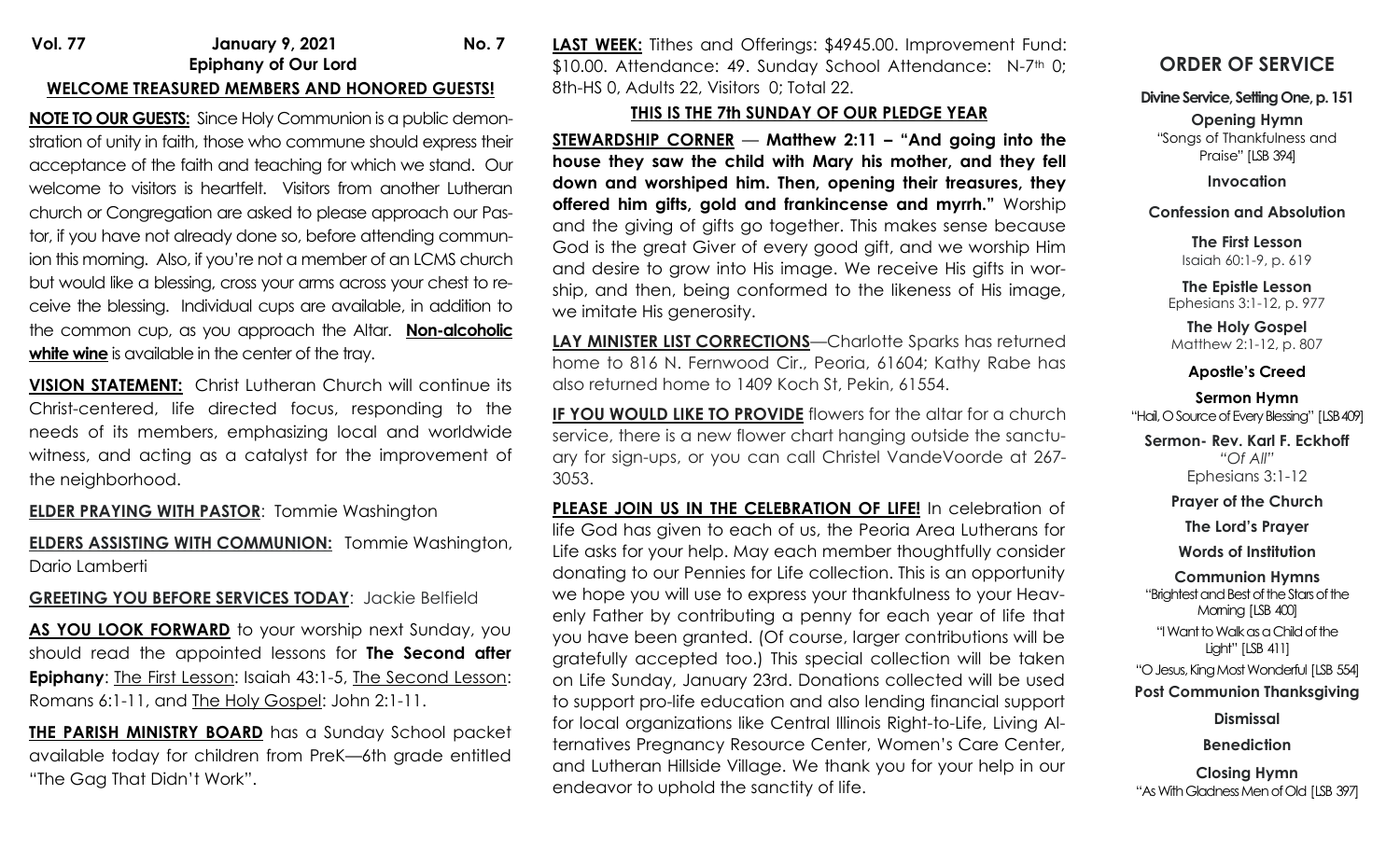**Vol. 77** **January 9, 2021** **No. 7**

**Epiphany of Our Lord**

**WELCOME TREASURED MEMBERS AND HONORED GUESTS!**

**NOTE TO OUR GUESTS:** Since Holy Communion is a public demonstration of unity in faith, those who commune should express their acceptance of the faith and teaching for which we stand. Our welcome to visitors is heartfelt. Visitors from another Lutheran church or Congregation are asked to please approach our Pastor, if you have not already done so, before attending communion this morning. Also, if you're not a member of an LCMS church but would like a blessing, cross your arms across your chest to receive the blessing. Individual cups are available, in addition to the common cup, as you approach the Altar. **Non-alcoholic white wine** is available in the center of the tray.

**VISION STATEMENT:** Christ Lutheran Church will continue its Christ-centered, life directed focus, responding to the needs of its members, emphasizing local and worldwide witness, and acting as a catalyst for the improvement of the neighborhood.

**ELDER PRAYING WITH PASTOR**: Tommie Washington

**ELDERS ASSISTING WITH COMMUNION:** Tommie Washington, Dario Lamberti

**GREETING YOU BEFORE SERVICES TODAY**: Jackie Belfield

**AS YOU LOOK FORWARD** to your worship next Sunday, you should read the appointed lessons for **The Second after Epiphany**: The First Lesson: Isaiah 43:1-5, The Second Lesson: Romans 6:1-11, and The Holy Gospel: John 2:1-11.

**THE PARISH MINISTRY BOARD** has a Sunday School packet available today for children from PreK—6th grade entitled "The Gag That Didn't Work".

**LAST WEEK:** Tithes and Offerings: $4945.00. Improvement Fund: $10.00. Attendance: 49. Sunday School Attendance: N-7th 0; 8th-HS 0, Adults 22, Visitors 0; Total 22.

**THIS IS THE 7th SUNDAY OF OUR PLEDGE YEAR**

**STEWARDSHIP CORNER** — **Matthew 2:11 – "And going into the house they saw the child with Mary his mother, and they fell down and worshiped him. Then, opening their treasures, they offered him gifts, gold and frankincense and myrrh."** Worship and the giving of gifts go together. This makes sense because God is the great Giver of every good gift, and we worship Him and desire to grow into His image. We receive His gifts in worship, and then, being conformed to the likeness of His image, we imitate His generosity.

**LAY MINISTER LIST CORRECTIONS**—Charlotte Sparks has returned home to 816 N. Fernwood Cir., Peoria, 61604; Kathy Rabe has also returned home to 1409 Koch St, Pekin, 61554.

**IF YOU WOULD LIKE TO PROVIDE** flowers for the altar for a church service, there is a new flower chart hanging outside the sanctuary for sign-ups, or you can call Christel VandeVoorde at 267-3053.

**PLEASE JOIN US IN THE CELEBRATION OF LIFE!** In celebration of life God has given to each of us, the Peoria Area Lutherans for Life asks for your help. May each member thoughtfully consider donating to our Pennies for Life collection. This is an opportunity we hope you will use to express your thankfulness to your Heavenly Father by contributing a penny for each year of life that you have been granted. (Of course, larger contributions will be gratefully accepted too.) This special collection will be taken on Life Sunday, January 23rd. Donations collected will be used to support pro-life education and also lending financial support for local organizations like Central Illinois Right-to-Life, Living Alternatives Pregnancy Resource Center, Women's Care Center, and Lutheran Hillside Village. We thank you for your help in our endeavor to uphold the sanctity of life.

## ORDER OF SERVICE

**Divine Service, Setting One, p. 151**

**Opening Hymn**
"Songs of Thankfulness and Praise" [LSB 394]

**Invocation**

**Confession and Absolution**

**The First Lesson**
Isaiah 60:1-9, p. 619

**The Epistle Lesson**
Ephesians 3:1-12, p. 977

**The Holy Gospel**
Matthew 2:1-12, p. 807

**Apostle's Creed**

**Sermon Hymn**
"Hail, O Source of Every Blessing" [LSB 409]

**Sermon- Rev. Karl F. Eckhoff**
*"Of All"*
Ephesians 3:1-12

**Prayer of the Church**

**The Lord's Prayer**

**Words of Institution**

**Communion Hymns**
"Brightest and Best of the Stars of the Morning [LSB 400]
"I Want to Walk as a Child of the Light" [LSB 411]
"O Jesus, King Most Wonderful [LSB 554]

**Post Communion Thanksgiving**

**Dismissal**

**Benediction**

**Closing Hymn**
"As With Gladness Men of Old [LSB 397]